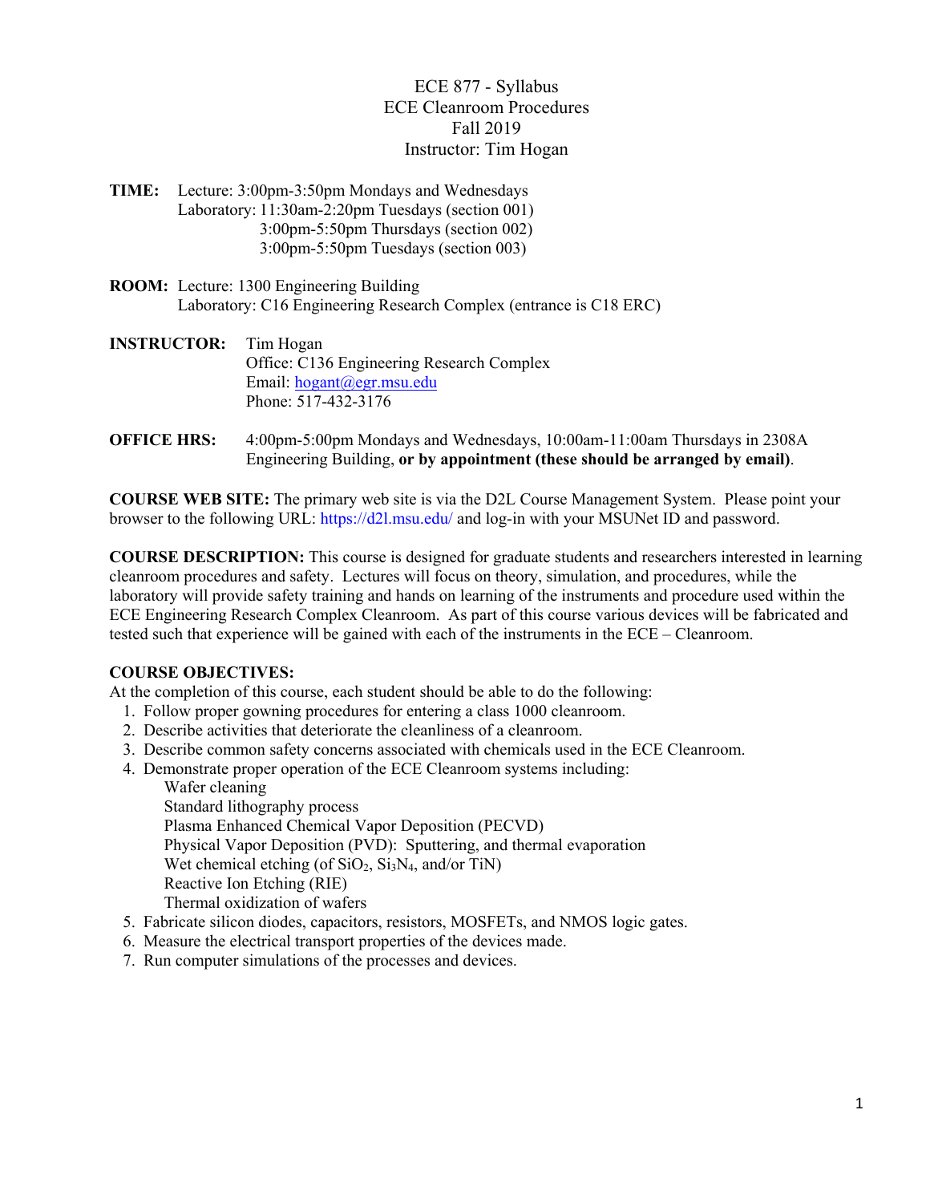# ECE 877 - Syllabus
## ECE Cleanroom Procedures
## Fall 2019
## Instructor: Tim Hogan

**TIME:** Lecture: 3:00pm-3:50pm Mondays and Wednesdays
Laboratory: 11:30am-2:20pm Tuesdays (section 001)
3:00pm-5:50pm Thursdays (section 002)
3:00pm-5:50pm Tuesdays (section 003)

**ROOM:** Lecture: 1300 Engineering Building
Laboratory: C16 Engineering Research Complex (entrance is C18 ERC)

**INSTRUCTOR:** Tim Hogan
Office: C136 Engineering Research Complex
Email: hogant@egr.msu.edu
Phone: 517-432-3176

**OFFICE HRS:** 4:00pm-5:00pm Mondays and Wednesdays, 10:00am-11:00am Thursdays in 2308A Engineering Building, **or by appointment (these should be arranged by email)**.

**COURSE WEB SITE:** The primary web site is via the D2L Course Management System. Please point your browser to the following URL: https://d2l.msu.edu/ and log-in with your MSUNet ID and password.

**COURSE DESCRIPTION:** This course is designed for graduate students and researchers interested in learning cleanroom procedures and safety. Lectures will focus on theory, simulation, and procedures, while the laboratory will provide safety training and hands on learning of the instruments and procedure used within the ECE Engineering Research Complex Cleanroom. As part of this course various devices will be fabricated and tested such that experience will be gained with each of the instruments in the ECE – Cleanroom.

**COURSE OBJECTIVES:**
At the completion of this course, each student should be able to do the following:

1. Follow proper gowning procedures for entering a class 1000 cleanroom.
2. Describe activities that deteriorate the cleanliness of a cleanroom.
3. Describe common safety concerns associated with chemicals used in the ECE Cleanroom.
4. Demonstrate proper operation of the ECE Cleanroom systems including:
   - Wafer cleaning
   - Standard lithography process
   - Plasma Enhanced Chemical Vapor Deposition (PECVD)
   - Physical Vapor Deposition (PVD): Sputtering, and thermal evaporation
   - Wet chemical etching (of $SiO_2$, $Si_3N_4$, and/or TiN)
   - Reactive Ion Etching (RIE)
   - Thermal oxidization of wafers
5. Fabricate silicon diodes, capacitors, resistors, MOSFETs, and NMOS logic gates.
6. Measure the electrical transport properties of the devices made.
7. Run computer simulations of the processes and devices.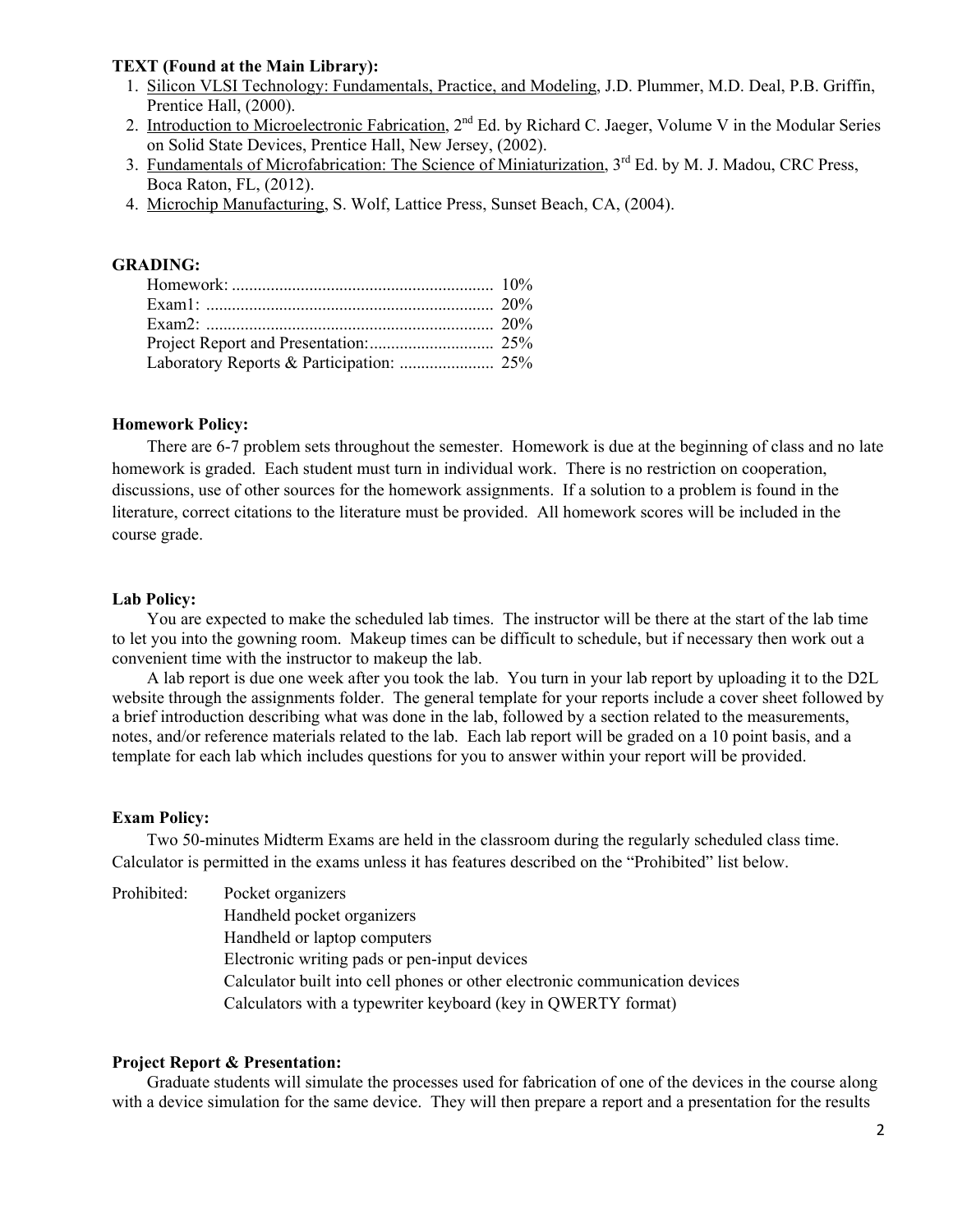**TEXT (Found at the Main Library):**

1. Silicon VLSI Technology: Fundamentals, Practice, and Modeling, J.D. Plummer, M.D. Deal, P.B. Griffin, Prentice Hall, (2000).
2. Introduction to Microelectronic Fabrication, 2nd Ed. by Richard C. Jaeger, Volume V in the Modular Series on Solid State Devices, Prentice Hall, New Jersey, (2002).
3. Fundamentals of Microfabrication: The Science of Miniaturization, 3rd Ed. by M. J. Madou, CRC Press, Boca Raton, FL, (2012).
4. Microchip Manufacturing, S. Wolf, Lattice Press, Sunset Beach, CA, (2004).

**GRADING:**

| | |
|---|---|
| Homework: | 10% |
| Exam1: | 20% |
| Exam2: | 20% |
| Project Report and Presentation: | 25% |
| Laboratory Reports & Participation: | 25% |

**Homework Policy:**

There are 6-7 problem sets throughout the semester. Homework is due at the beginning of class and no late homework is graded. Each student must turn in individual work. There is no restriction on cooperation, discussions, use of other sources for the homework assignments. If a solution to a problem is found in the literature, correct citations to the literature must be provided. All homework scores will be included in the course grade.

**Lab Policy:**

You are expected to make the scheduled lab times. The instructor will be there at the start of the lab time to let you into the gowning room. Makeup times can be difficult to schedule, but if necessary then work out a convenient time with the instructor to makeup the lab.

A lab report is due one week after you took the lab. You turn in your lab report by uploading it to the D2L website through the assignments folder. The general template for your reports include a cover sheet followed by a brief introduction describing what was done in the lab, followed by a section related to the measurements, notes, and/or reference materials related to the lab. Each lab report will be graded on a 10 point basis, and a template for each lab which includes questions for you to answer within your report will be provided.

**Exam Policy:**

Two 50-minutes Midterm Exams are held in the classroom during the regularly scheduled class time. Calculator is permitted in the exams unless it has features described on the "Prohibited" list below.

Prohibited:
- Pocket organizers
- Handheld pocket organizers
- Handheld or laptop computers
- Electronic writing pads or pen-input devices
- Calculator built into cell phones or other electronic communication devices
- Calculators with a typewriter keyboard (key in QWERTY format)

**Project Report & Presentation:**

Graduate students will simulate the processes used for fabrication of one of the devices in the course along with a device simulation for the same device. They will then prepare a report and a presentation for the results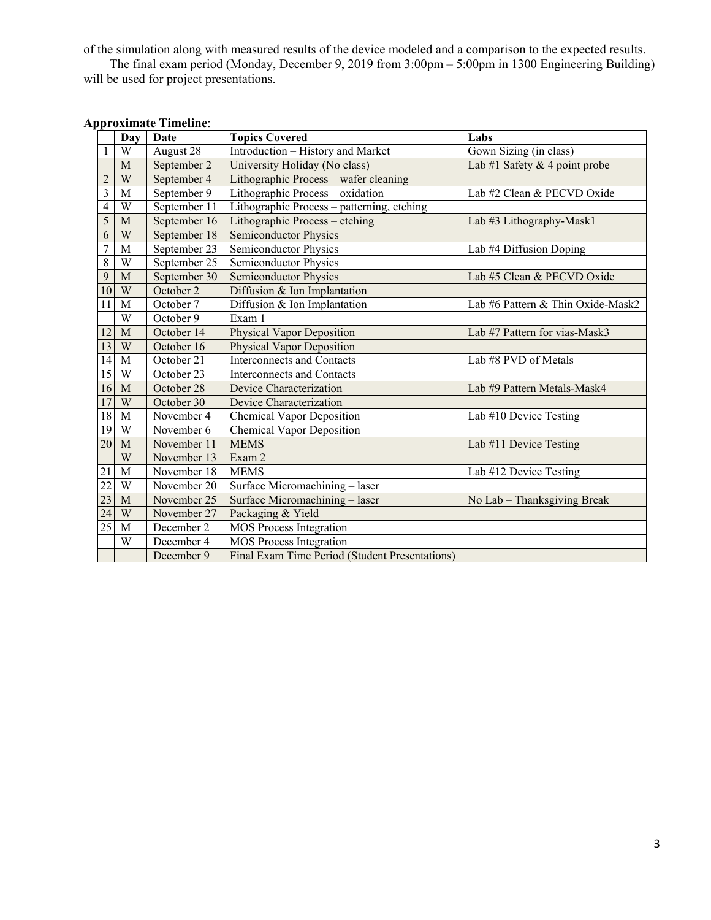of the simulation along with measured results of the device modeled and a comparison to the expected results.

The final exam period (Monday, December 9, 2019 from 3:00pm – 5:00pm in 1300 Engineering Building) will be used for project presentations.

**Approximate Timeline**:

| | Day | Date | Topics Covered | Labs |
|---|---|---|---|---|
| 1 | W | August 28 | Introduction – History and Market | Gown Sizing (in class) |
| | M | September 2 | University Holiday (No class) | Lab #1 Safety & 4 point probe |
| 2 | W | September 4 | Lithographic Process – wafer cleaning | |
| 3 | M | September 9 | Lithographic Process – oxidation | Lab #2 Clean & PECVD Oxide |
| 4 | W | September 11 | Lithographic Process – patterning, etching | |
| 5 | M | September 16 | Lithographic Process – etching | Lab #3 Lithography-Mask1 |
| 6 | W | September 18 | Semiconductor Physics | |
| 7 | M | September 23 | Semiconductor Physics | Lab #4 Diffusion Doping |
| 8 | W | September 25 | Semiconductor Physics | |
| 9 | M | September 30 | Semiconductor Physics | Lab #5 Clean & PECVD Oxide |
| 10 | W | October 2 | Diffusion & Ion Implantation | |
| 11 | M | October 7 | Diffusion & Ion Implantation | Lab #6 Pattern & Thin Oxide-Mask2 |
| | W | October 9 | Exam 1 | |
| 12 | M | October 14 | Physical Vapor Deposition | Lab #7 Pattern for vias-Mask3 |
| 13 | W | October 16 | Physical Vapor Deposition | |
| 14 | M | October 21 | Interconnects and Contacts | Lab #8 PVD of Metals |
| 15 | W | October 23 | Interconnects and Contacts | |
| 16 | M | October 28 | Device Characterization | Lab #9 Pattern Metals-Mask4 |
| 17 | W | October 30 | Device Characterization | |
| 18 | M | November 4 | Chemical Vapor Deposition | Lab #10 Device Testing |
| 19 | W | November 6 | Chemical Vapor Deposition | |
| 20 | M | November 11 | MEMS | Lab #11 Device Testing |
| | W | November 13 | Exam 2 | |
| 21 | M | November 18 | MEMS | Lab #12 Device Testing |
| 22 | W | November 20 | Surface Micromachining – laser | |
| 23 | M | November 25 | Surface Micromachining – laser | No Lab – Thanksgiving Break |
| 24 | W | November 27 | Packaging & Yield | |
| 25 | M | December 2 | MOS Process Integration | |
| | W | December 4 | MOS Process Integration | |
| | | December 9 | Final Exam Time Period (Student Presentations) | |